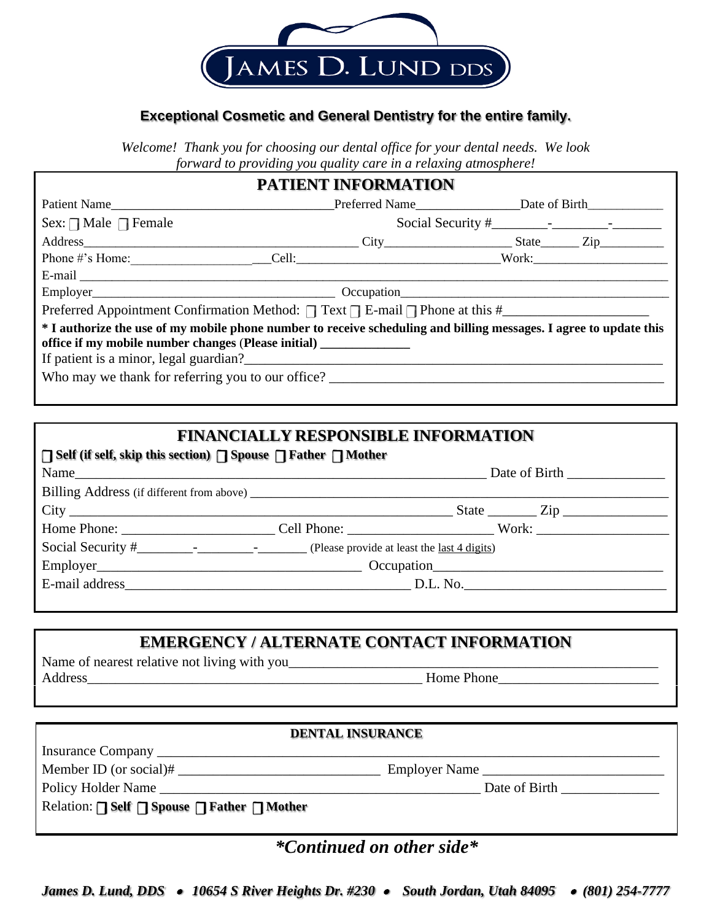# JAMES D. LUND DDS

**Exceptional Cosmetic and General Dentistry for the entire family.**

*Welcome! Thank you for choosing our dental office for your dental needs. We look forward to providing you quality care in a relaxing atmosphere!*

## PATIENT INFORMATION

Patient Name________________________________ Preferred Name_______________ Date of Birth___________

Sex: ☐ Male ☐ Female Social Security #________-________-_______

Address__________________________________________ City__________________ State______ Zip_________

Phone #'s Home:____________________ Cell:______________________________ Work:____________________

E-mail ____________________________________________________________________________________

Employer____________________________________ Occupation________________________________________

Preferred Appointment Confirmation Method: ☐ Text ☐ E-mail ☐ Phone at this #_____________________

**\* I authorize the use of my mobile phone number to receive scheduling and billing messages. I agree to update this office if my mobile number changes (Please initial) _____________**

If patient is a minor, legal guardian?_____________________________________________________________

Who may we thank for referring you to our office? _______________________________________________

## FINANCIALLY RESPONSIBLE INFORMATION

**☐ Self (if self, skip this section) ☐ Spouse ☐ Father ☐ Mother**

Name_______________________________________________________________ Date of Birth ______________

Billing Address (if different from above) ___________________________________________________________

City ________________________________________________________ State _______ Zip _______________

Home Phone: ______________________ Cell Phone: ____________________ Work: ___________________

Social Security #________-________-_______ (Please provide at least the last 4 digits)

Employer_______________________________________ Occupation________________________________

E-mail address__________________________________________ D.L. No.____________________________

## EMERGENCY / ALTERNATE CONTACT INFORMATION

Name of nearest relative not living with you_____________________________________________________

Address_________________________________________________ Home Phone______________________

## DENTAL INSURANCE

Insurance Company _________________________________________________________________________

Member ID (or social)# _____________________________ Employer Name __________________________

Policy Holder Name ________________________________________________ Date of Birth ______________

Relation: **☐ Self ☐ Spouse ☐ Father ☐ Mother**

***\*Continued on other side\****

*James D. Lund, DDS • 10654 S River Heights Dr. #230 • South Jordan, Utah 84095 • (801) 254-7777*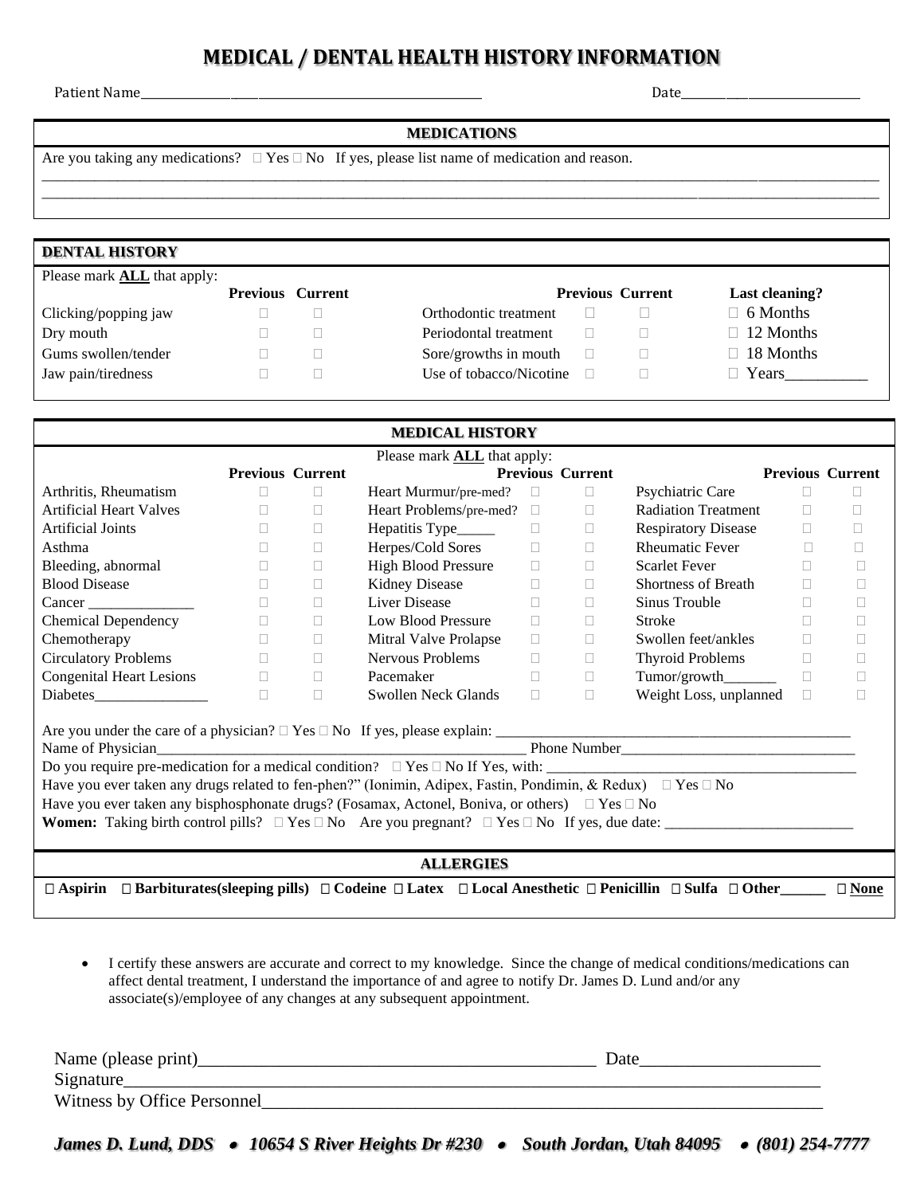# MEDICAL / DENTAL HEALTH HISTORY INFORMATION

Patient Name________________________________________________ Date______________________________

## MEDICATIONS

Are you taking any medications? ☐ Yes ☐ No If yes, please list name of medication and reason.

________________________________________________________________________________________________________________

________________________________________________________________________________________________________________

## DENTAL HISTORY

Please mark **ALL** that apply:

| | Previous | Current | | Previous | Current | Last cleaning? |
|---|---|---|---|---|---|---|
| Clicking/popping jaw | ☐ | ☐ | Orthodontic treatment | ☐ | ☐ | ☐ 6 Months |
| Dry mouth | ☐ | ☐ | Periodontal treatment | ☐ | ☐ | ☐ 12 Months |
| Gums swollen/tender | ☐ | ☐ | Sore/growths in mouth | ☐ | ☐ | ☐ 18 Months |
| Jaw pain/tiredness | ☐ | ☐ | Use of tobacco/Nicotine | ☐ | ☐ | ☐ Years__________ |

## MEDICAL HISTORY

Please mark **ALL** that apply:

| | Previous | Current | | Previous | Current | | Previous | Current |
|---|---|---|---|---|---|---|---|---|
| Arthritis, Rheumatism | ☐ | ☐ | Heart Murmur/pre-med? | ☐ | ☐ | Psychiatric Care | ☐ | ☐ |
| Artificial Heart Valves | ☐ | ☐ | Heart Problems/pre-med? | ☐ | ☐ | Radiation Treatment | ☐ | ☐ |
| Artificial Joints | ☐ | ☐ | Hepatitis Type_____ | ☐ | ☐ | Respiratory Disease | ☐ | ☐ |
| Asthma | ☐ | ☐ | Herpes/Cold Sores | ☐ | ☐ | Rheumatic Fever | ☐ | ☐ |
| Bleeding, abnormal | ☐ | ☐ | High Blood Pressure | ☐ | ☐ | Scarlet Fever | ☐ | ☐ |
| Blood Disease | ☐ | ☐ | Kidney Disease | ☐ | ☐ | Shortness of Breath | ☐ | ☐ |
| Cancer ______________ | ☐ | ☐ | Liver Disease | ☐ | ☐ | Sinus Trouble | ☐ | ☐ |
| Chemical Dependency | ☐ | ☐ | Low Blood Pressure | ☐ | ☐ | Stroke | ☐ | ☐ |
| Chemotherapy | ☐ | ☐ | Mitral Valve Prolapse | ☐ | ☐ | Swollen feet/ankles | ☐ | ☐ |
| Circulatory Problems | ☐ | ☐ | Nervous Problems | ☐ | ☐ | Thyroid Problems | ☐ | ☐ |
| Congenital Heart Lesions | ☐ | ☐ | Pacemaker | ☐ | ☐ | Tumor/growth_______ | ☐ | ☐ |
| Diabetes_______________ | ☐ | ☐ | Swollen Neck Glands | ☐ | ☐ | Weight Loss, unplanned | ☐ | ☐ |

Are you under the care of a physician? ☐ Yes ☐ No If yes, please explain: _______________________________________________

Name of Physician_____________________________________________________ Phone Number______________________________

Do you require pre-medication for a medical condition? ☐ Yes ☐ No If Yes, with: _________________________________________

Have you ever taken any drugs related to fen-phen?" (Ionimin, Adipex, Fastin, Pondimin, & Redux) ☐ Yes ☐ No

Have you ever taken any bisphosphonate drugs? (Fosamax, Actonel, Boniva, or others) ☐ Yes ☐ No

**Women:** Taking birth control pills? ☐ Yes ☐ No Are you pregnant? ☐ Yes ☐ No If yes, due date: ________________________

## ALLERGIES

**☐ Aspirin ☐ Barbiturates(sleeping pills) ☐ Codeine ☐ Latex ☐ Local Anesthetic ☐ Penicillin ☐ Sulfa ☐ Other______ ☐ None**

- I certify these answers are accurate and correct to my knowledge. Since the change of medical conditions/medications can affect dental treatment, I understand the importance of and agree to notify Dr. James D. Lund and/or any associate(s)/employee of any changes at any subsequent appointment.

Name (please print)____________________________________________ Date____________________

Signature_______________________________________________________________________________

Witness by Office Personnel______________________________________________________________

***James D. Lund, DDS • 10654 S River Heights Dr #230 • South Jordan, Utah 84095 • (801) 254-7777***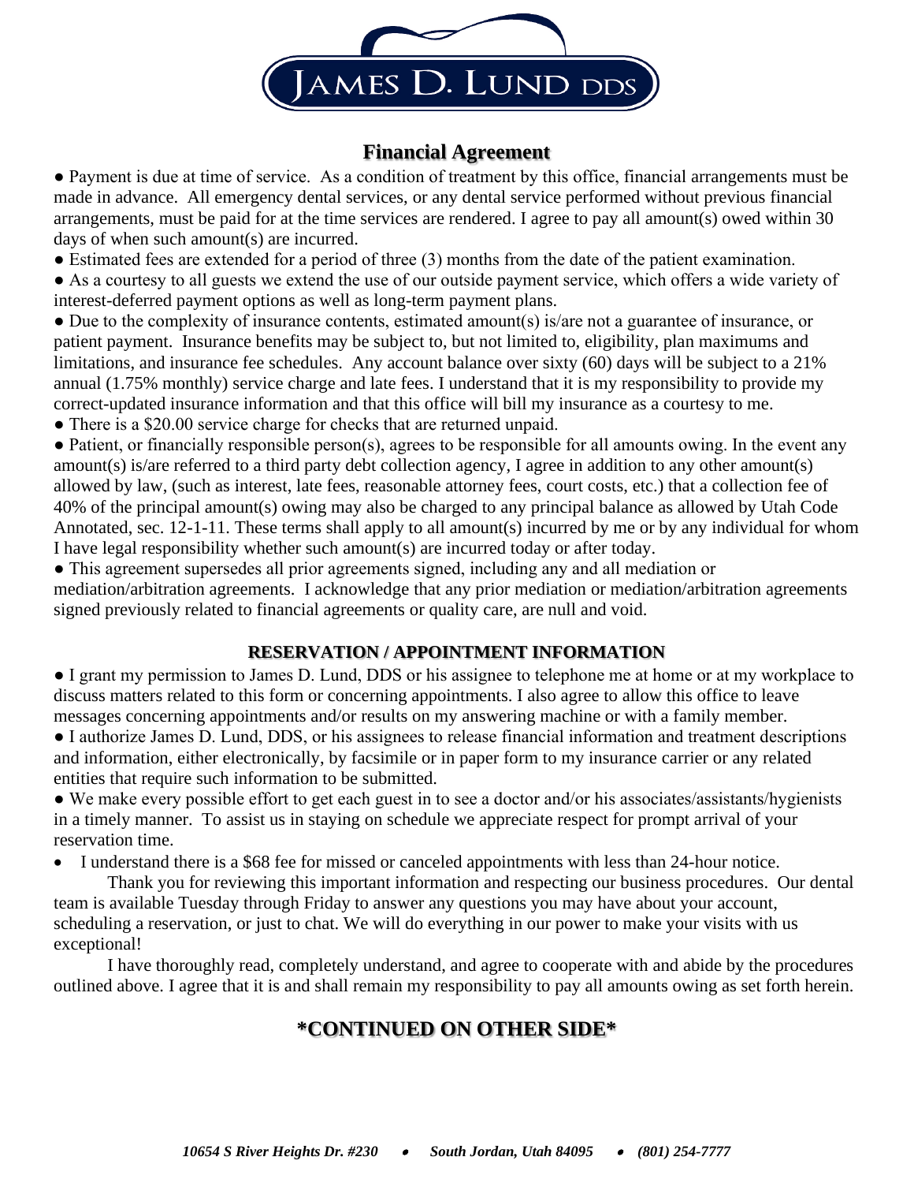JAMES D. LUND DDS

## Financial Agreement

- Payment is due at time of service. As a condition of treatment by this office, financial arrangements must be made in advance. All emergency dental services, or any dental service performed without previous financial arrangements, must be paid for at the time services are rendered. I agree to pay all amount(s) owed within 30 days of when such amount(s) are incurred.
- Estimated fees are extended for a period of three (3) months from the date of the patient examination.
- As a courtesy to all guests we extend the use of our outside payment service, which offers a wide variety of interest-deferred payment options as well as long-term payment plans.
- Due to the complexity of insurance contents, estimated amount(s) is/are not a guarantee of insurance, or patient payment. Insurance benefits may be subject to, but not limited to, eligibility, plan maximums and limitations, and insurance fee schedules. Any account balance over sixty (60) days will be subject to a 21% annual (1.75% monthly) service charge and late fees. I understand that it is my responsibility to provide my correct-updated insurance information and that this office will bill my insurance as a courtesy to me.
- There is a $20.00 service charge for checks that are returned unpaid.
- Patient, or financially responsible person(s), agrees to be responsible for all amounts owing. In the event any amount(s) is/are referred to a third party debt collection agency, I agree in addition to any other amount(s) allowed by law, (such as interest, late fees, reasonable attorney fees, court costs, etc.) that a collection fee of 40% of the principal amount(s) owing may also be charged to any principal balance as allowed by Utah Code Annotated, sec. 12-1-11. These terms shall apply to all amount(s) incurred by me or by any individual for whom I have legal responsibility whether such amount(s) are incurred today or after today.
- This agreement supersedes all prior agreements signed, including any and all mediation or mediation/arbitration agreements. I acknowledge that any prior mediation or mediation/arbitration agreements signed previously related to financial agreements or quality care, are null and void.

### RESERVATION / APPOINTMENT INFORMATION

- I grant my permission to James D. Lund, DDS or his assignee to telephone me at home or at my workplace to discuss matters related to this form or concerning appointments. I also agree to allow this office to leave messages concerning appointments and/or results on my answering machine or with a family member.
- I authorize James D. Lund, DDS, or his assignees to release financial information and treatment descriptions and information, either electronically, by facsimile or in paper form to my insurance carrier or any related entities that require such information to be submitted.
- We make every possible effort to get each guest in to see a doctor and/or his associates/assistants/hygienists in a timely manner. To assist us in staying on schedule we appreciate respect for prompt arrival of your reservation time.
- I understand there is a $68 fee for missed or canceled appointments with less than 24-hour notice.

Thank you for reviewing this important information and respecting our business procedures. Our dental team is available Tuesday through Friday to answer any questions you may have about your account, scheduling a reservation, or just to chat. We will do everything in our power to make your visits with us exceptional!

I have thoroughly read, completely understand, and agree to cooperate with and abide by the procedures outlined above. I agree that it is and shall remain my responsibility to pay all amounts owing as set forth herein.

## *CONTINUED ON OTHER SIDE*

*10654 S River Heights Dr. #230 • South Jordan, Utah 84095 • (801) 254-7777*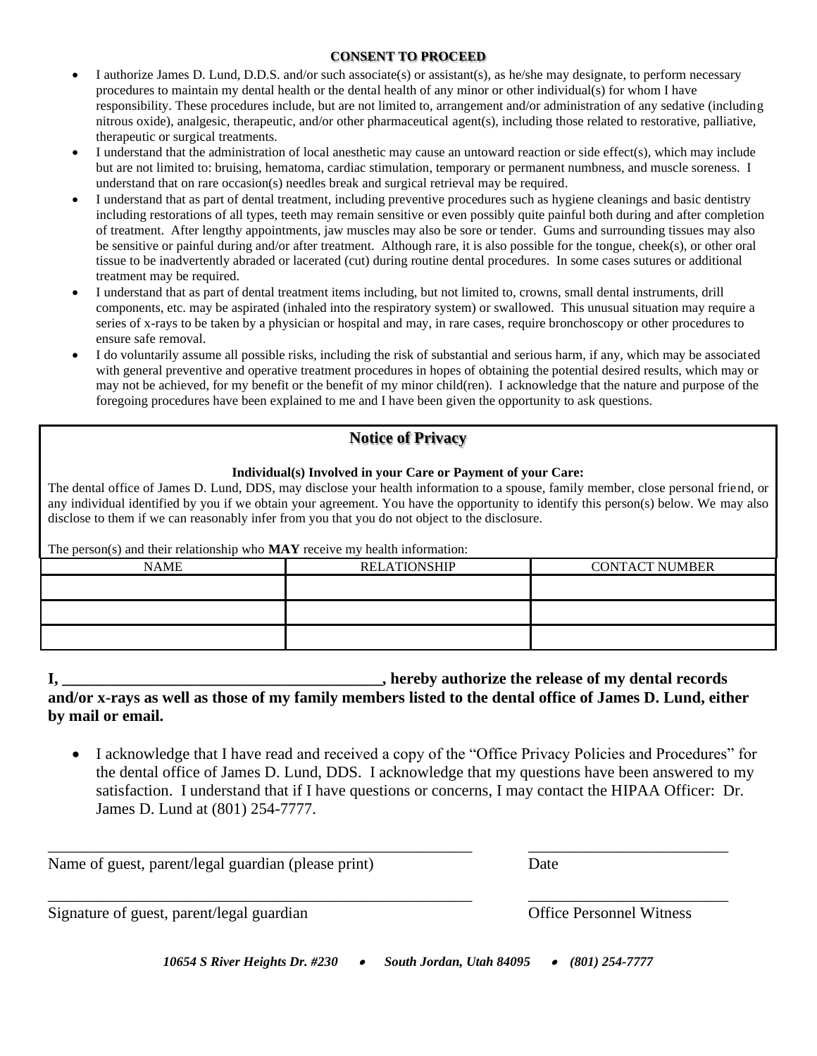## CONSENT TO PROCEED

- I authorize James D. Lund, D.D.S. and/or such associate(s) or assistant(s), as he/she may designate, to perform necessary procedures to maintain my dental health or the dental health of any minor or other individual(s) for whom I have responsibility. These procedures include, but are not limited to, arrangement and/or administration of any sedative (including nitrous oxide), analgesic, therapeutic, and/or other pharmaceutical agent(s), including those related to restorative, palliative, therapeutic or surgical treatments.
- I understand that the administration of local anesthetic may cause an untoward reaction or side effect(s), which may include but are not limited to: bruising, hematoma, cardiac stimulation, temporary or permanent numbness, and muscle soreness. I understand that on rare occasion(s) needles break and surgical retrieval may be required.
- I understand that as part of dental treatment, including preventive procedures such as hygiene cleanings and basic dentistry including restorations of all types, teeth may remain sensitive or even possibly quite painful both during and after completion of treatment. After lengthy appointments, jaw muscles may also be sore or tender. Gums and surrounding tissues may also be sensitive or painful during and/or after treatment. Although rare, it is also possible for the tongue, cheek(s), or other oral tissue to be inadvertently abraded or lacerated (cut) during routine dental procedures. In some cases sutures or additional treatment may be required.
- I understand that as part of dental treatment items including, but not limited to, crowns, small dental instruments, drill components, etc. may be aspirated (inhaled into the respiratory system) or swallowed. This unusual situation may require a series of x-rays to be taken by a physician or hospital and may, in rare cases, require bronchoscopy or other procedures to ensure safe removal.
- I do voluntarily assume all possible risks, including the risk of substantial and serious harm, if any, which may be associated with general preventive and operative treatment procedures in hopes of obtaining the potential desired results, which may or may not be achieved, for my benefit or the benefit of my minor child(ren). I acknowledge that the nature and purpose of the foregoing procedures have been explained to me and I have been given the opportunity to ask questions.

## Notice of Privacy

**Individual(s) Involved in your Care or Payment of your Care:**

The dental office of James D. Lund, DDS, may disclose your health information to a spouse, family member, close personal friend, or any individual identified by you if we obtain your agreement. You have the opportunity to identify this person(s) below. We may also disclose to them if we can reasonably infer from you that you do not object to the disclosure.

The person(s) and their relationship who **MAY** receive my health information:

| NAME | RELATIONSHIP | CONTACT NUMBER |
|---|---|---|
| | | |
| | | |
| | | |

**I, \_\_\_\_\_\_\_\_\_\_\_\_\_\_\_\_\_\_\_\_\_\_\_\_\_\_\_\_\_\_\_\_\_\_\_\_\_\_\_\_, hereby authorize the release of my dental records and/or x-rays as well as those of my family members listed to the dental office of James D. Lund, either by mail or email.**

- I acknowledge that I have read and received a copy of the "Office Privacy Policies and Procedures" for the dental office of James D. Lund, DDS. I acknowledge that my questions have been answered to my satisfaction. I understand that if I have questions or concerns, I may contact the HIPAA Officer: Dr. James D. Lund at (801) 254-7777.

\_\_\_\_\_\_\_\_\_\_\_\_\_\_\_\_\_\_\_\_\_\_\_\_\_\_\_\_\_\_\_\_\_\_\_\_\_\_\_\_\_\_\_\_\_\_\_\_\_\_ \_\_\_\_\_\_\_\_\_\_\_\_\_\_\_\_\_\_\_\_\_\_\_\_

Name of guest, parent/legal guardian (please print) Date

\_\_\_\_\_\_\_\_\_\_\_\_\_\_\_\_\_\_\_\_\_\_\_\_\_\_\_\_\_\_\_\_\_\_\_\_\_\_\_\_\_\_\_\_\_\_\_\_\_\_ \_\_\_\_\_\_\_\_\_\_\_\_\_\_\_\_\_\_\_\_\_\_\_\_

Signature of guest, parent/legal guardian Office Personnel Witness

*10654 S River Heights Dr. #230 • South Jordan, Utah 84095 • (801) 254-7777*